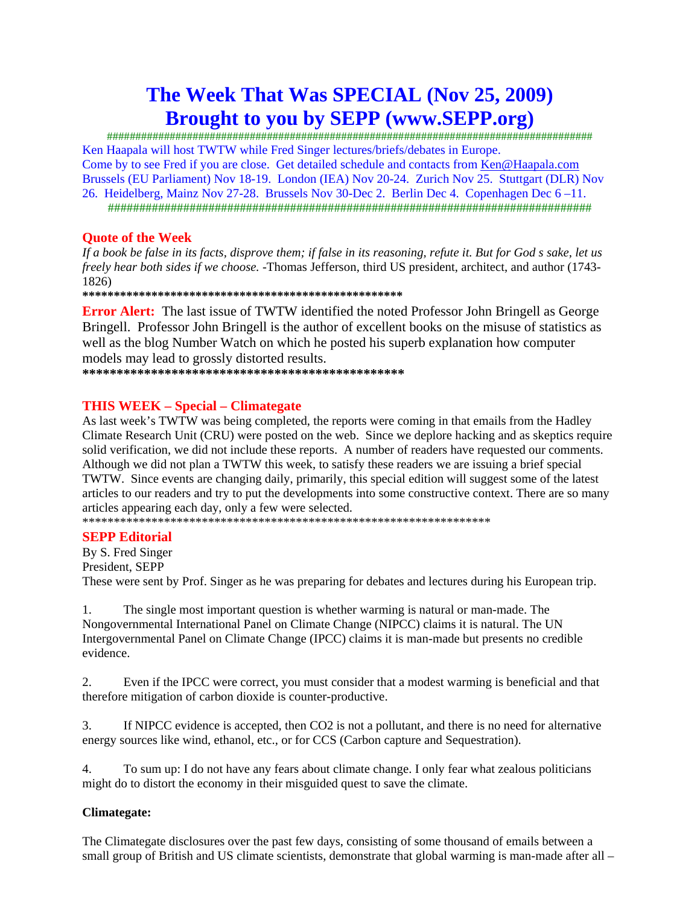# The Week That Was SPECIAL (Nov 25, 2009)
# Brought to you by SEPP (www.SEPP.org)

########################################################################################

Ken Haapala will host TWTW while Fred Singer lectures/briefs/debates in Europe.
Come by to see Fred if you are close. Get detailed schedule and contacts from Ken@Haapala.com
Brussels (EU Parliament) Nov 18-19. London (IEA) Nov 20-24. Zurich Nov 25. Stuttgart (DLR) Nov 26. Heidelberg, Mainz Nov 27-28. Brussels Nov 30-Dec 2. Berlin Dec 4. Copenhagen Dec 6 –11.

########################################################################################

## Quote of the Week

*If a book be false in its facts, disprove them; if false in its reasoning, refute it. But for God s sake, let us freely hear both sides if we choose.* -Thomas Jefferson, third US president, architect, and author (1743-1826)

**\*\*\*\*\*\*\*\*\*\*\*\*\*\*\*\*\*\*\*\*\*\*\*\*\*\*\*\*\*\*\*\*\*\*\*\*\*\*\*\*\*\*\*\*\*\*\*\*\*\***

**Error Alert:** The last issue of TWTW identified the noted Professor John Bringell as George Bringell. Professor John Bringell is the author of excellent books on the misuse of statistics as well as the blog Number Watch on which he posted his superb explanation how computer models may lead to grossly distorted results.

**\*\*\*\*\*\*\*\*\*\*\*\*\*\*\*\*\*\*\*\*\*\*\*\*\*\*\*\*\*\*\*\*\*\*\*\*\*\*\*\*\*\*\*\*\*\*\***

## THIS WEEK – Special – Climategate

As last week's TWTW was being completed, the reports were coming in that emails from the Hadley Climate Research Unit (CRU) were posted on the web. Since we deplore hacking and as skeptics require solid verification, we did not include these reports. A number of readers have requested our comments. Although we did not plan a TWTW this week, to satisfy these readers we are issuing a brief special TWTW. Since events are changing daily, primarily, this special edition will suggest some of the latest articles to our readers and try to put the developments into some constructive context. There are so many articles appearing each day, only a few were selected.

\*\*\*\*\*\*\*\*\*\*\*\*\*\*\*\*\*\*\*\*\*\*\*\*\*\*\*\*\*\*\*\*\*\*\*\*\*\*\*\*\*\*\*\*\*\*\*\*\*\*\*\*\*\*\*\*\*\*\*\*\*\*\*\*\*\*\*\*\*\*

## SEPP Editorial

By S. Fred Singer
President, SEPP
These were sent by Prof. Singer as he was preparing for debates and lectures during his European trip.

1. The single most important question is whether warming is natural or man-made. The Nongovernmental International Panel on Climate Change (NIPCC) claims it is natural. The UN Intergovernmental Panel on Climate Change (IPCC) claims it is man-made but presents no credible evidence.

2. Even if the IPCC were correct, you must consider that a modest warming is beneficial and that therefore mitigation of carbon dioxide is counter-productive.

3. If NIPCC evidence is accepted, then CO2 is not a pollutant, and there is no need for alternative energy sources like wind, ethanol, etc., or for CCS (Carbon capture and Sequestration).

4. To sum up: I do not have any fears about climate change. I only fear what zealous politicians might do to distort the economy in their misguided quest to save the climate.

**Climategate:**

The Climategate disclosures over the past few days, consisting of some thousand of emails between a small group of British and US climate scientists, demonstrate that global warming is man-made after all –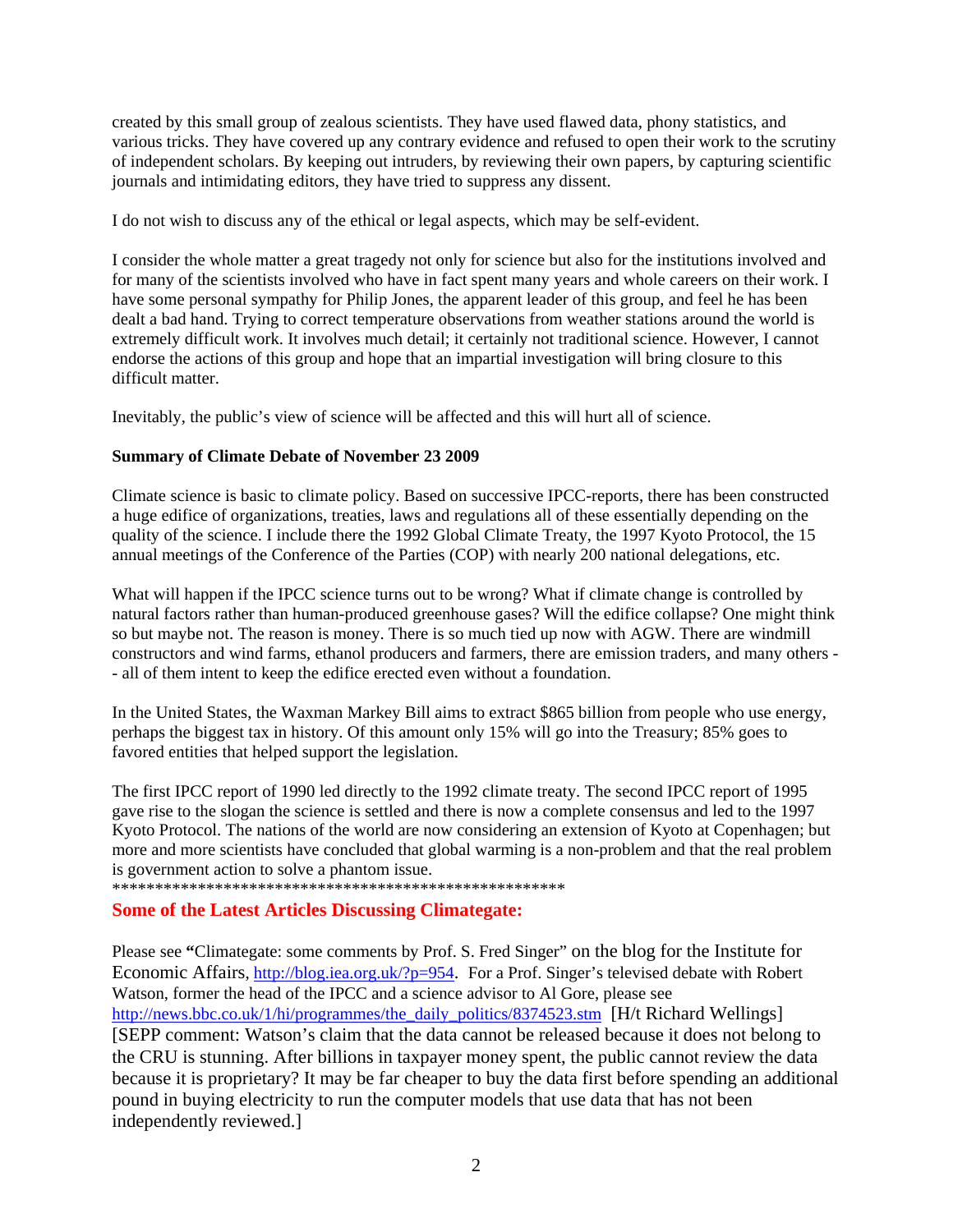created by this small group of zealous scientists. They have used flawed data, phony statistics, and various tricks. They have covered up any contrary evidence and refused to open their work to the scrutiny of independent scholars. By keeping out intruders, by reviewing their own papers, by capturing scientific journals and intimidating editors, they have tried to suppress any dissent.

I do not wish to discuss any of the ethical or legal aspects, which may be self-evident.

I consider the whole matter a great tragedy not only for science but also for the institutions involved and for many of the scientists involved who have in fact spent many years and whole careers on their work. I have some personal sympathy for Philip Jones, the apparent leader of this group, and feel he has been dealt a bad hand. Trying to correct temperature observations from weather stations around the world is extremely difficult work. It involves much detail; it certainly not traditional science. However, I cannot endorse the actions of this group and hope that an impartial investigation will bring closure to this difficult matter.

Inevitably, the public's view of science will be affected and this will hurt all of science.

**Summary of Climate Debate of November 23 2009**

Climate science is basic to climate policy. Based on successive IPCC-reports, there has been constructed a huge edifice of organizations, treaties, laws and regulations all of these essentially depending on the quality of the science. I include there the 1992 Global Climate Treaty, the 1997 Kyoto Protocol, the 15 annual meetings of the Conference of the Parties (COP) with nearly 200 national delegations, etc.

What will happen if the IPCC science turns out to be wrong? What if climate change is controlled by natural factors rather than human-produced greenhouse gases? Will the edifice collapse? One might think so but maybe not. The reason is money. There is so much tied up now with AGW. There are windmill constructors and wind farms, ethanol producers and farmers, there are emission traders, and many others -- all of them intent to keep the edifice erected even without a foundation.

In the United States, the Waxman Markey Bill aims to extract $865 billion from people who use energy, perhaps the biggest tax in history. Of this amount only 15% will go into the Treasury; 85% goes to favored entities that helped support the legislation.

The first IPCC report of 1990 led directly to the 1992 climate treaty. The second IPCC report of 1995 gave rise to the slogan the science is settled and there is now a complete consensus and led to the 1997 Kyoto Protocol. The nations of the world are now considering an extension of Kyoto at Copenhagen; but more and more scientists have concluded that global warming is a non-problem and that the real problem is government action to solve a phantom issue.
******************************************************

## Some of the Latest Articles Discussing Climategate:

Please see **"**Climategate: some comments by Prof. S. Fred Singer" on the blog for the Institute for Economic Affairs, http://blog.iea.org.uk/?p=954. For a Prof. Singer's televised debate with Robert Watson, former the head of the IPCC and a science advisor to Al Gore, please see http://news.bbc.co.uk/1/hi/programmes/the_daily_politics/8374523.stm [H/t Richard Wellings] [SEPP comment: Watson's claim that the data cannot be released because it does not belong to the CRU is stunning. After billions in taxpayer money spent, the public cannot review the data because it is proprietary? It may be far cheaper to buy the data first before spending an additional pound in buying electricity to run the computer models that use data that has not been independently reviewed.]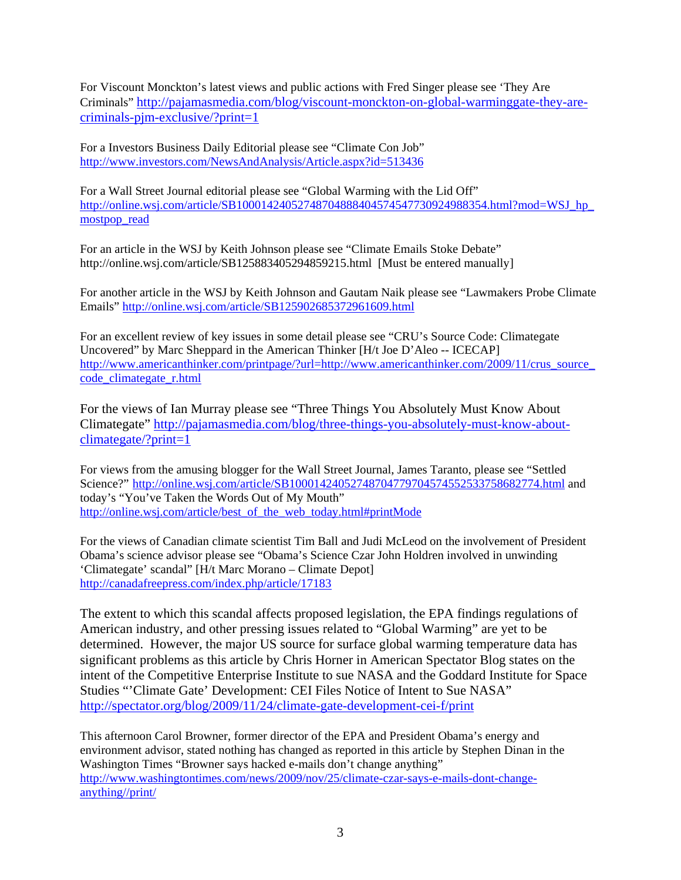For Viscount Monckton's latest views and public actions with Fred Singer please see 'They Are Criminals" http://pajamasmedia.com/blog/viscount-monckton-on-global-warminggate-they-are-criminals-pjm-exclusive/?print=1

For a Investors Business Daily Editorial please see "Climate Con Job" http://www.investors.com/NewsAndAnalysis/Article.aspx?id=513436

For a Wall Street Journal editorial please see "Global Warming with the Lid Off" http://online.wsj.com/article/SB10001424052748704888404574547730924988354.html?mod=WSJ_hp_mostpop_read

For an article in the WSJ by Keith Johnson please see "Climate Emails Stoke Debate" http://online.wsj.com/article/SB125883405294859215.html [Must be entered manually]

For another article in the WSJ by Keith Johnson and Gautam Naik please see "Lawmakers Probe Climate Emails" http://online.wsj.com/article/SB125902685372961609.html

For an excellent review of key issues in some detail please see "CRU's Source Code: Climategate Uncovered" by Marc Sheppard in the American Thinker [H/t Joe D'Aleo -- ICECAP] http://www.americanthinker.com/printpage/?url=http://www.americanthinker.com/2009/11/crus_source_code_climategate_r.html

For the views of Ian Murray please see "Three Things You Absolutely Must Know About Climategate" http://pajamasmedia.com/blog/three-things-you-absolutely-must-know-about-climategate/?print=1

For views from the amusing blogger for the Wall Street Journal, James Taranto, please see "Settled Science?" http://online.wsj.com/article/SB10001424052748704779704574552533758682774.html and today's "You've Taken the Words Out of My Mouth" http://online.wsj.com/article/best_of_the_web_today.html#printMode

For the views of Canadian climate scientist Tim Ball and Judi McLeod on the involvement of President Obama's science advisor please see "Obama's Science Czar John Holdren involved in unwinding 'Climategate' scandal" [H/t Marc Morano – Climate Depot] http://canadafreepress.com/index.php/article/17183

The extent to which this scandal affects proposed legislation, the EPA findings regulations of American industry, and other pressing issues related to "Global Warming" are yet to be determined. However, the major US source for surface global warming temperature data has significant problems as this article by Chris Horner in American Spectator Blog states on the intent of the Competitive Enterprise Institute to sue NASA and the Goddard Institute for Space Studies "'Climate Gate' Development: CEI Files Notice of Intent to Sue NASA" http://spectator.org/blog/2009/11/24/climate-gate-development-cei-f/print

This afternoon Carol Browner, former director of the EPA and President Obama's energy and environment advisor, stated nothing has changed as reported in this article by Stephen Dinan in the Washington Times "Browner says hacked e-mails don't change anything" http://www.washingtontimes.com/news/2009/nov/25/climate-czar-says-e-mails-dont-change-anything//print/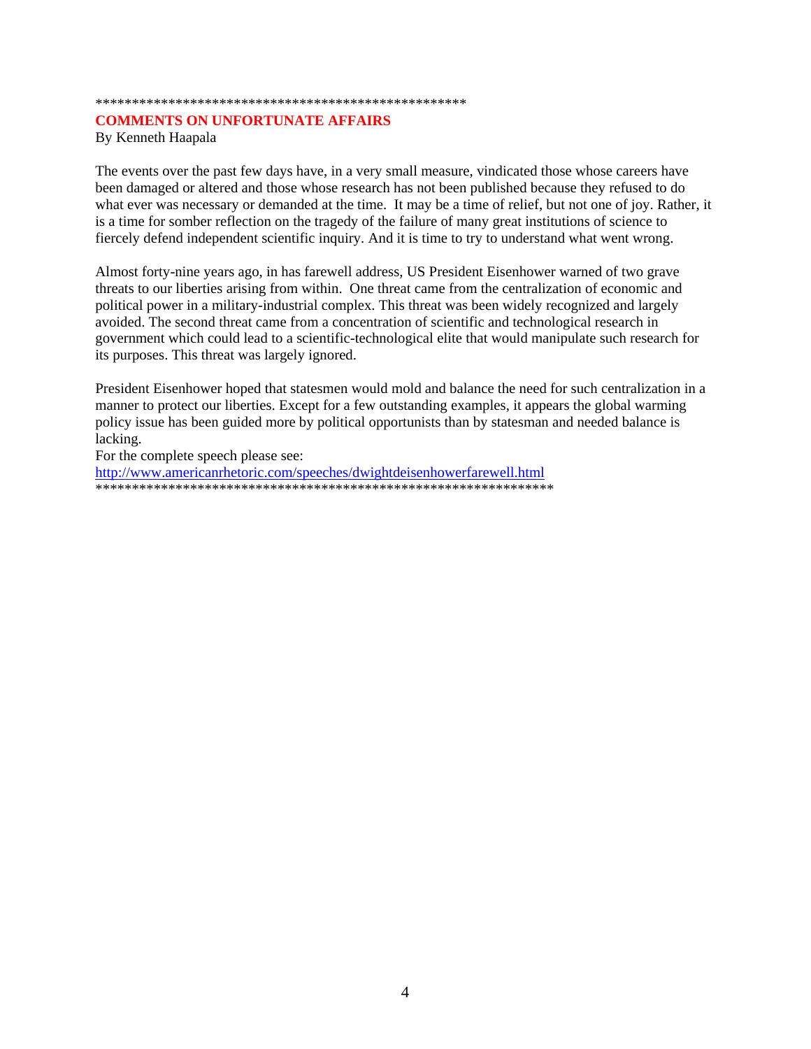***************************************************

## COMMENTS ON UNFORTUNATE AFFAIRS

By Kenneth Haapala

The events over the past few days have, in a very small measure, vindicated those whose careers have been damaged or altered and those whose research has not been published because they refused to do what ever was necessary or demanded at the time. It may be a time of relief, but not one of joy. Rather, it is a time for somber reflection on the tragedy of the failure of many great institutions of science to fiercely defend independent scientific inquiry. And it is time to try to understand what went wrong.

Almost forty-nine years ago, in has farewell address, US President Eisenhower warned of two grave threats to our liberties arising from within. One threat came from the centralization of economic and political power in a military-industrial complex. This threat was been widely recognized and largely avoided. The second threat came from a concentration of scientific and technological research in government which could lead to a scientific-technological elite that would manipulate such research for its purposes. This threat was largely ignored.

President Eisenhower hoped that statesmen would mold and balance the need for such centralization in a manner to protect our liberties. Except for a few outstanding examples, it appears the global warming policy issue has been guided more by political opportunists than by statesman and needed balance is lacking.

For the complete speech please see:
http://www.americanrhetoric.com/speeches/dwightdeisenhowerfarewell.html

****************************************************************